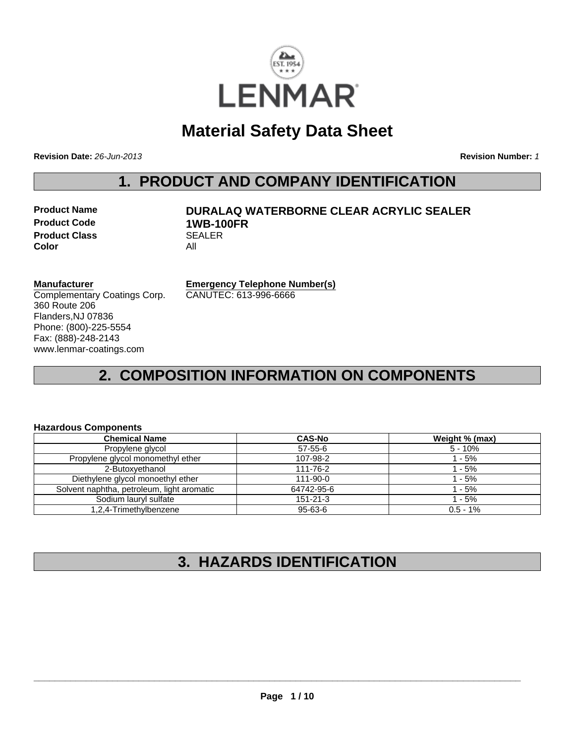LENMAR

# Material Safety Data Sheet

**Revision Date:** *26-Jun-2013* **Revision Number:** *1*

## 1. PRODUCT AND COMPANY IDENTIFICATION

**Product Name** **DURALAQ WATERBORNE CLEAR ACRYLIC SEALER**
**Product Code** **1WB-100FR**
**Product Class** SEALER
**Color** All

**Manufacturer**
Complementary Coatings Corp.
360 Route 206
Flanders,NJ 07836
Phone: (800)-225-5554
Fax: (888)-248-2143
www.lenmar-coatings.com

**Emergency Telephone Number(s)**
CANUTEC: 613-996-6666

## 2. COMPOSITION INFORMATION ON COMPONENTS

**Hazardous Components**

| Chemical Name | CAS-No | Weight % (max) |
| --- | --- | --- |
| Propylene glycol | 57-55-6 | 5 - 10% |
| Propylene glycol monomethyl ether | 107-98-2 | 1 - 5% |
| 2-Butoxyethanol | 111-76-2 | 1 - 5% |
| Diethylene glycol monoethyl ether | 111-90-0 | 1 - 5% |
| Solvent naphtha, petroleum, light aromatic | 64742-95-6 | 1 - 5% |
| Sodium lauryl sulfate | 151-21-3 | 1 - 5% |
| 1,2,4-Trimethylbenzene | 95-63-6 | 0.5 - 1% |

## 3. HAZARDS IDENTIFICATION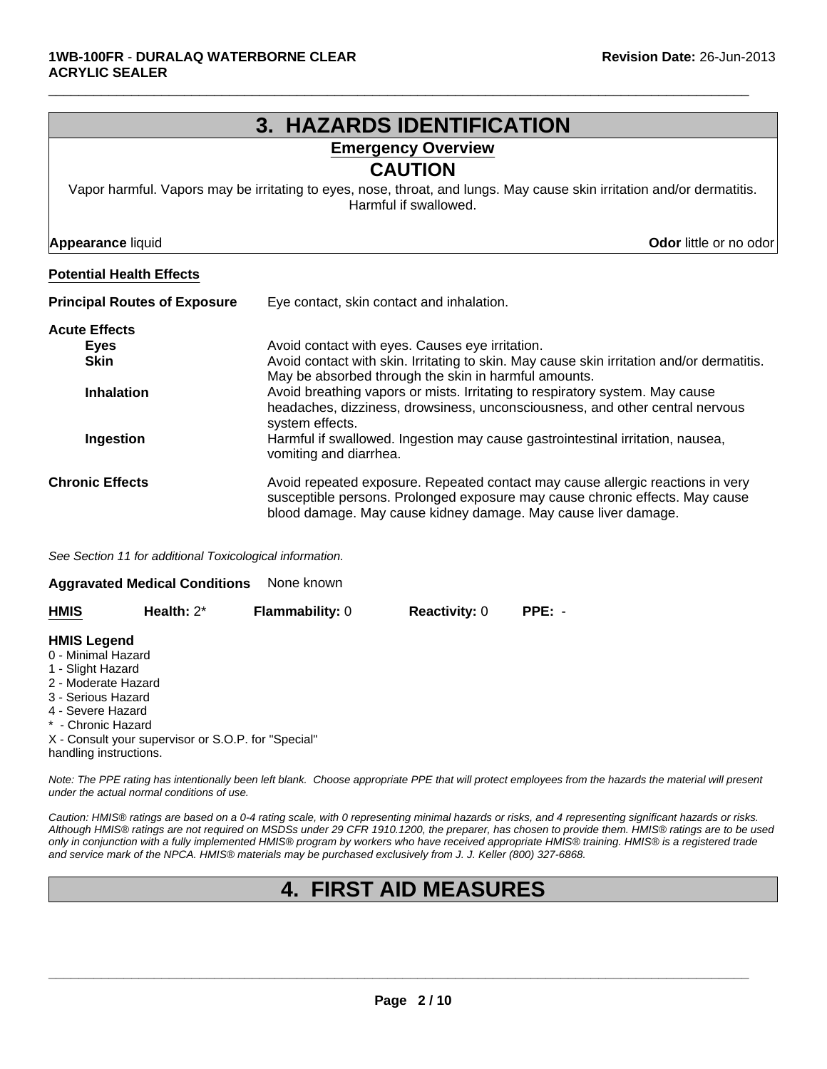# 3. HAZARDS IDENTIFICATION

## Emergency Overview

### CAUTION

Vapor harmful. Vapors may be irritating to eyes, nose, throat, and lungs. May cause skin irritation and/or dermatitis. Harmful if swallowed.

**Appearance** liquid **Odor** little or no odor

**Potential Health Effects**

**Principal Routes of Exposure** Eye contact, skin contact and inhalation.

**Acute Effects**

- **Eyes**: Avoid contact with eyes. Causes eye irritation.
- **Skin**: Avoid contact with skin. Irritating to skin. May cause skin irritation and/or dermatitis. May be absorbed through the skin in harmful amounts.
- **Inhalation**: Avoid breathing vapors or mists. Irritating to respiratory system. May cause headaches, dizziness, drowsiness, unconsciousness, and other central nervous system effects.
- **Ingestion**: Harmful if swallowed. Ingestion may cause gastrointestinal irritation, nausea, vomiting and diarrhea.

**Chronic Effects** Avoid repeated exposure. Repeated contact may cause allergic reactions in very susceptible persons. Prolonged exposure may cause chronic effects. May cause blood damage. May cause kidney damage. May cause liver damage.

*See Section 11 for additional Toxicological information.*

**Aggravated Medical Conditions** None known

| HMIS | Health: 2* | Flammability: 0 | Reactivity: 0 | PPE: - |
|---|---|---|---|---|

**HMIS Legend**

0 - Minimal Hazard
1 - Slight Hazard
2 - Moderate Hazard
3 - Serious Hazard
4 - Severe Hazard
* - Chronic Hazard
X - Consult your supervisor or S.O.P. for "Special" handling instructions.

*Note: The PPE rating has intentionally been left blank. Choose appropriate PPE that will protect employees from the hazards the material will present under the actual normal conditions of use.*

*Caution: HMIS® ratings are based on a 0-4 rating scale, with 0 representing minimal hazards or risks, and 4 representing significant hazards or risks. Although HMIS® ratings are not required on MSDSs under 29 CFR 1910.1200, the preparer, has chosen to provide them. HMIS® ratings are to be used only in conjunction with a fully implemented HMIS® program by workers who have received appropriate HMIS® training. HMIS® is a registered trade and service mark of the NPCA. HMIS® materials may be purchased exclusively from J. J. Keller (800) 327-6868.*

# 4. FIRST AID MEASURES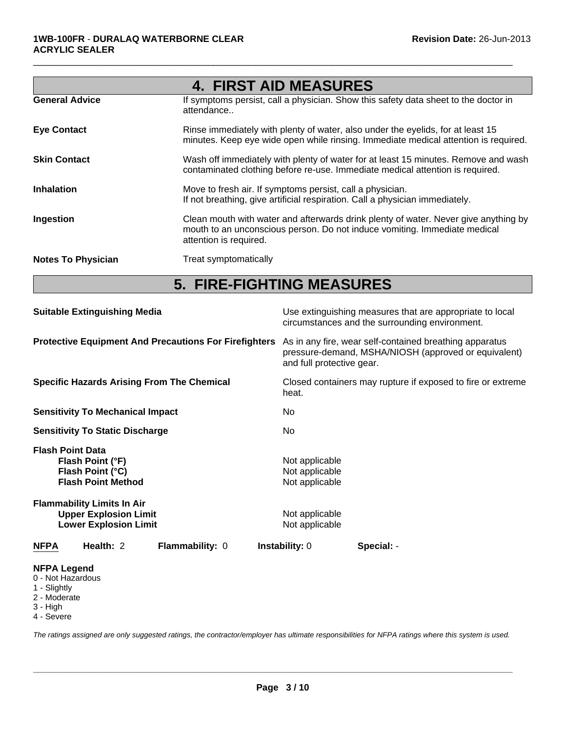## 4. FIRST AID MEASURES

| | |
|---|---|
| **General Advice** | If symptoms persist, call a physician. Show this safety data sheet to the doctor in attendance.. |
| **Eye Contact** | Rinse immediately with plenty of water, also under the eyelids, for at least 15 minutes. Keep eye wide open while rinsing. Immediate medical attention is required. |
| **Skin Contact** | Wash off immediately with plenty of water for at least 15 minutes. Remove and wash contaminated clothing before re-use. Immediate medical attention is required. |
| **Inhalation** | Move to fresh air. If symptoms persist, call a physician. If not breathing, give artificial respiration. Call a physician immediately. |
| **Ingestion** | Clean mouth with water and afterwards drink plenty of water. Never give anything by mouth to an unconscious person. Do not induce vomiting. Immediate medical attention is required. |
| **Notes To Physician** | Treat symptomatically |

## 5. FIRE-FIGHTING MEASURES

| | |
|---|---|
| **Suitable Extinguishing Media** | Use extinguishing measures that are appropriate to local circumstances and the surrounding environment. |
| **Protective Equipment And Precautions For Firefighters** | As in any fire, wear self-contained breathing apparatus pressure-demand, MSHA/NIOSH (approved or equivalent) and full protective gear. |
| **Specific Hazards Arising From The Chemical** | Closed containers may rupture if exposed to fire or extreme heat. |
| **Sensitivity To Mechanical Impact** | No |
| **Sensitivity To Static Discharge** | No |

**Flash Point Data**

| | |
|---|---|
| **Flash Point (°F)** | Not applicable |
| **Flash Point (°C)** | Not applicable |
| **Flash Point Method** | Not applicable |

**Flammability Limits In Air**

| | |
|---|---|
| **Upper Explosion Limit** | Not applicable |
| **Lower Explosion Limit** | Not applicable |

| **NFPA** | **Health:** 2 | **Flammability:** 0 | **Instability:** 0 | **Special:** - |
|---|---|---|---|---|

**NFPA Legend**
0 - Not Hazardous
1 - Slightly
2 - Moderate
3 - High
4 - Severe

*The ratings assigned are only suggested ratings, the contractor/employer has ultimate responsibilities for NFPA ratings where this system is used.*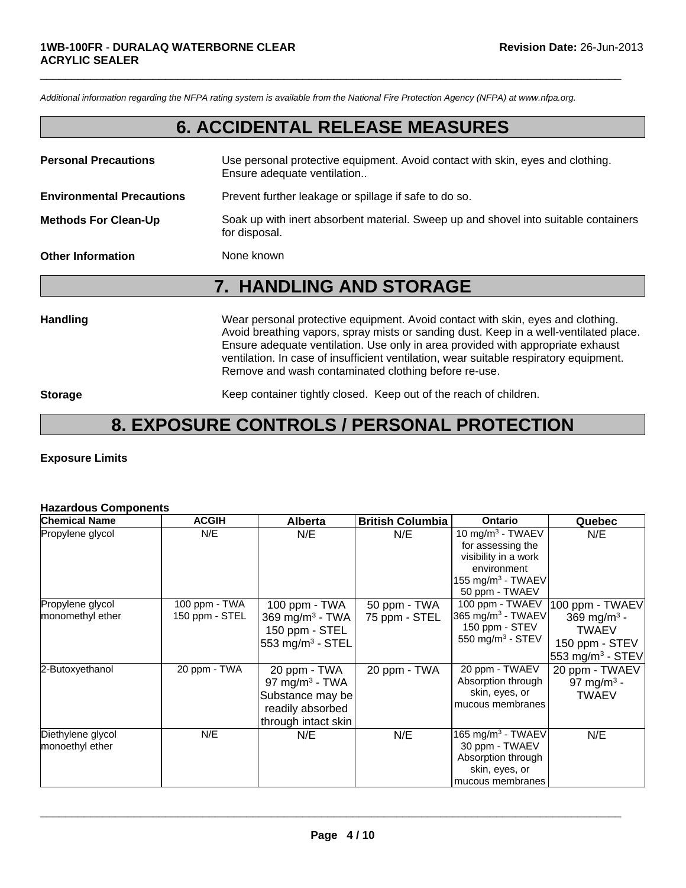*Additional information regarding the NFPA rating system is available from the National Fire Protection Agency (NFPA) at www.nfpa.org.*

# 6. ACCIDENTAL RELEASE MEASURES

**Personal Precautions** Use personal protective equipment. Avoid contact with skin, eyes and clothing. Ensure adequate ventilation..

**Environmental Precautions** Prevent further leakage or spillage if safe to do so.

**Methods For Clean-Up** Soak up with inert absorbent material. Sweep up and shovel into suitable containers for disposal.

**Other Information** None known

# 7. HANDLING AND STORAGE

**Handling** Wear personal protective equipment. Avoid contact with skin, eyes and clothing. Avoid breathing vapors, spray mists or sanding dust. Keep in a well-ventilated place. Ensure adequate ventilation. Use only in area provided with appropriate exhaust ventilation. In case of insufficient ventilation, wear suitable respiratory equipment. Remove and wash contaminated clothing before re-use.

**Storage** Keep container tightly closed. Keep out of the reach of children.

# 8. EXPOSURE CONTROLS / PERSONAL PROTECTION

**Exposure Limits**

**Hazardous Components**

| Chemical Name | ACGIH | Alberta | British Columbia | Ontario | Quebec |
|---|---|---|---|---|---|
| Propylene glycol | N/E | N/E | N/E | 10 mg/m$^3$ - TWAEV for assessing the visibility in a work environment 155 mg/m$^3$ - TWAEV 50 ppm - TWAEV | N/E |
| Propylene glycol monomethyl ether | 100 ppm - TWA 150 ppm - STEL | 100 ppm - TWA 369 mg/m$^3$ - TWA 150 ppm - STEL 553 mg/m$^3$ - STEL | 50 ppm - TWA 75 ppm - STEL | 100 ppm - TWAEV 365 mg/m$^3$ - TWAEV 150 ppm - STEV 550 mg/m$^3$ - STEV | 100 ppm - TWAEV 369 mg/m$^3$ - TWAEV 150 ppm - STEV 553 mg/m$^3$ - STEV |
| 2-Butoxyethanol | 20 ppm - TWA | 20 ppm - TWA 97 mg/m$^3$ - TWA Substance may be readily absorbed through intact skin | 20 ppm - TWA | 20 ppm - TWAEV Absorption through skin, eyes, or mucous membranes | 20 ppm - TWAEV 97 mg/m$^3$ - TWAEV |
| Diethylene glycol monoethyl ether | N/E | N/E | N/E | 165 mg/m$^3$ - TWAEV 30 ppm - TWAEV Absorption through skin, eyes, or mucous membranes | N/E |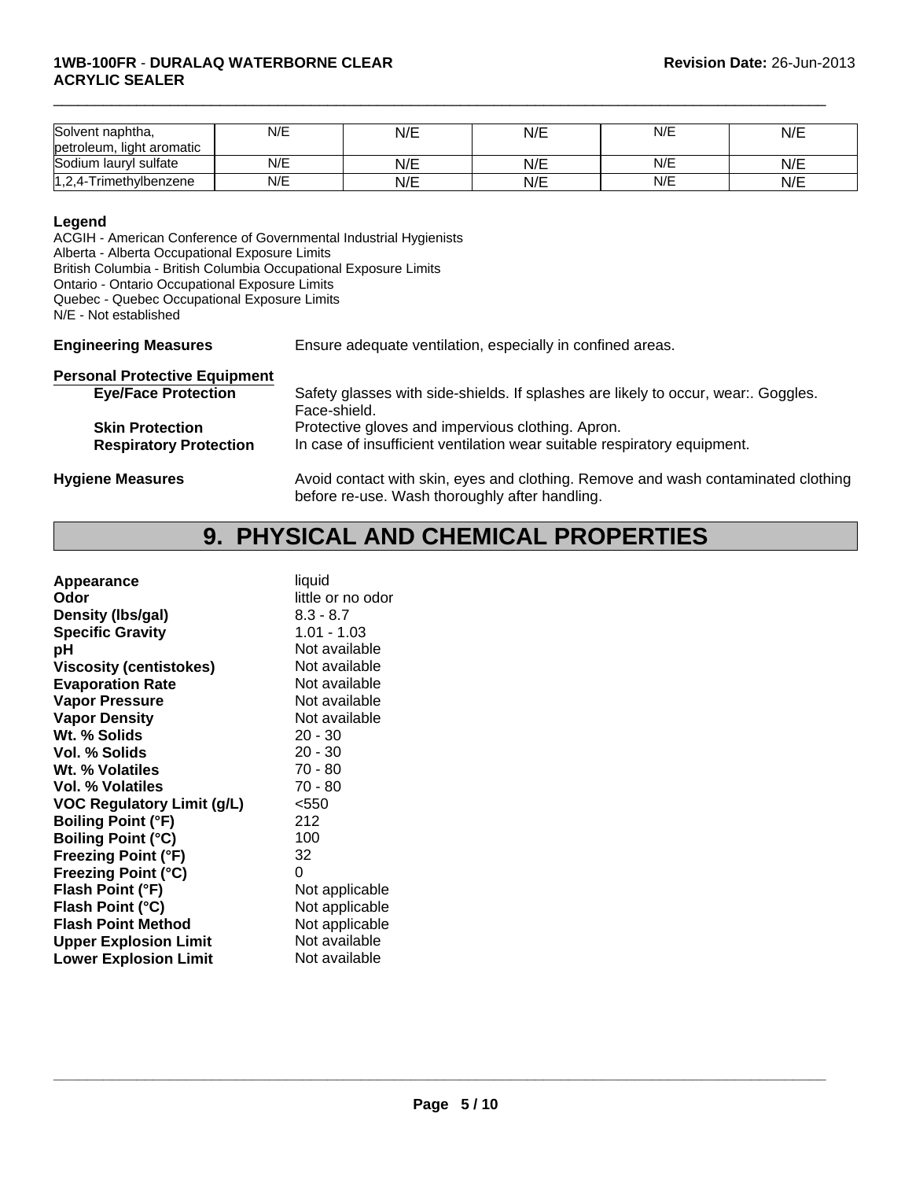| | | | | | |
|---|---|---|---|---|---|
| Solvent naphtha, petroleum, light aromatic | N/E | N/E | N/E | N/E | N/E |
| Sodium lauryl sulfate | N/E | N/E | N/E | N/E | N/E |
| 1,2,4-Trimethylbenzene | N/E | N/E | N/E | N/E | N/E |

**Legend**
ACGIH - American Conference of Governmental Industrial Hygienists
Alberta - Alberta Occupational Exposure Limits
British Columbia - British Columbia Occupational Exposure Limits
Ontario - Ontario Occupational Exposure Limits
Quebec - Quebec Occupational Exposure Limits
N/E - Not established

**Engineering Measures** Ensure adequate ventilation, especially in confined areas.

**Personal Protective Equipment**

**Eye/Face Protection** Safety glasses with side-shields. If splashes are likely to occur, wear:. Goggles. Face-shield.

**Skin Protection** Protective gloves and impervious clothing. Apron.

**Respiratory Protection** In case of insufficient ventilation wear suitable respiratory equipment.

**Hygiene Measures** Avoid contact with skin, eyes and clothing. Remove and wash contaminated clothing before re-use. Wash thoroughly after handling.

# 9. PHYSICAL AND CHEMICAL PROPERTIES

**Appearance** liquid
**Odor** little or no odor
**Density (lbs/gal)** 8.3 - 8.7
**Specific Gravity** 1.01 - 1.03
**pH** Not available
**Viscosity (centistokes)** Not available
**Evaporation Rate** Not available
**Vapor Pressure** Not available
**Vapor Density** Not available
**Wt. % Solids** 20 - 30
**Vol. % Solids** 20 - 30
**Wt. % Volatiles** 70 - 80
**Vol. % Volatiles** 70 - 80
**VOC Regulatory Limit (g/L)** <550
**Boiling Point (°F)** 212
**Boiling Point (°C)** 100
**Freezing Point (°F)** 32
**Freezing Point (°C)** 0
**Flash Point (°F)** Not applicable
**Flash Point (°C)** Not applicable
**Flash Point Method** Not applicable
**Upper Explosion Limit** Not available
**Lower Explosion Limit** Not available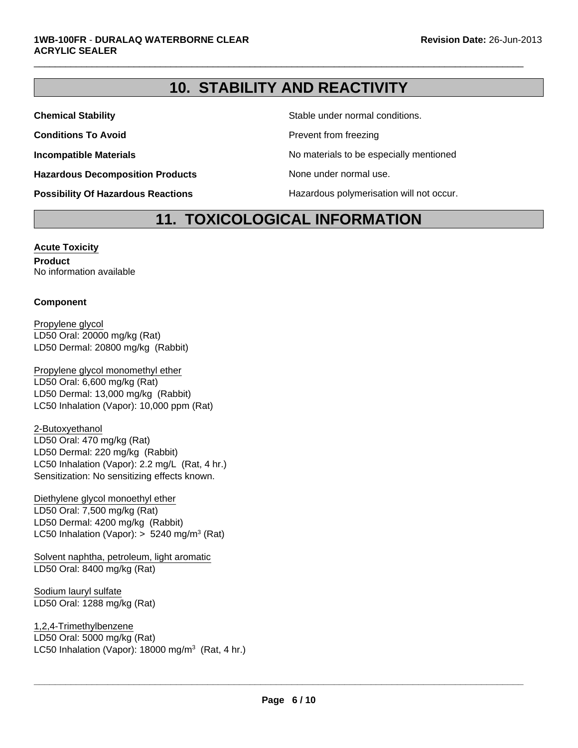# 10. STABILITY AND REACTIVITY

| | |
|---|---|
| **Chemical Stability** | Stable under normal conditions. |
| **Conditions To Avoid** | Prevent from freezing |
| **Incompatible Materials** | No materials to be especially mentioned |
| **Hazardous Decomposition Products** | None under normal use. |
| **Possibility Of Hazardous Reactions** | Hazardous polymerisation will not occur. |

# 11. TOXICOLOGICAL INFORMATION

**Acute Toxicity**

**Product**
No information available

**Component**

Propylene glycol
LD50 Oral: 20000 mg/kg (Rat)
LD50 Dermal: 20800 mg/kg (Rabbit)

Propylene glycol monomethyl ether
LD50 Oral: 6,600 mg/kg (Rat)
LD50 Dermal: 13,000 mg/kg (Rabbit)
LC50 Inhalation (Vapor): 10,000 ppm (Rat)

2-Butoxyethanol
LD50 Oral: 470 mg/kg (Rat)
LD50 Dermal: 220 mg/kg (Rabbit)
LC50 Inhalation (Vapor): 2.2 mg/L (Rat, 4 hr.)
Sensitization: No sensitizing effects known.

Diethylene glycol monoethyl ether
LD50 Oral: 7,500 mg/kg (Rat)
LD50 Dermal: 4200 mg/kg (Rabbit)
LC50 Inhalation (Vapor): > 5240 mg/m$^3$ (Rat)

Solvent naphtha, petroleum, light aromatic
LD50 Oral: 8400 mg/kg (Rat)

Sodium lauryl sulfate
LD50 Oral: 1288 mg/kg (Rat)

1,2,4-Trimethylbenzene
LD50 Oral: 5000 mg/kg (Rat)
LC50 Inhalation (Vapor): 18000 mg/m$^3$ (Rat, 4 hr.)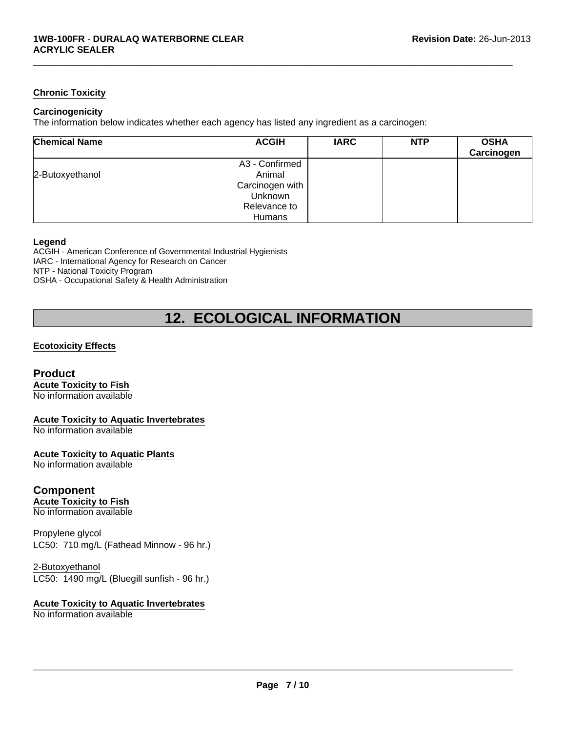### Chronic Toxicity

**Carcinogenicity**

The information below indicates whether each agency has listed any ingredient as a carcinogen:

| Chemical Name | ACGIH | IARC | NTP | OSHA Carcinogen |
|---|---|---|---|---|
| 2-Butoxyethanol | A3 - Confirmed Animal Carcinogen with Unknown Relevance to Humans | | | |

**Legend**

ACGIH - American Conference of Governmental Industrial Hygienists
IARC - International Agency for Research on Cancer
NTP - National Toxicity Program
OSHA - Occupational Safety & Health Administration

# 12. ECOLOGICAL INFORMATION

### Ecotoxicity Effects

## Product

**Acute Toxicity to Fish**

No information available

**Acute Toxicity to Aquatic Invertebrates**

No information available

**Acute Toxicity to Aquatic Plants**

No information available

## Component

**Acute Toxicity to Fish**

No information available

Propylene glycol
LC50: 710 mg/L (Fathead Minnow - 96 hr.)

2-Butoxyethanol
LC50: 1490 mg/L (Bluegill sunfish - 96 hr.)

**Acute Toxicity to Aquatic Invertebrates**

No information available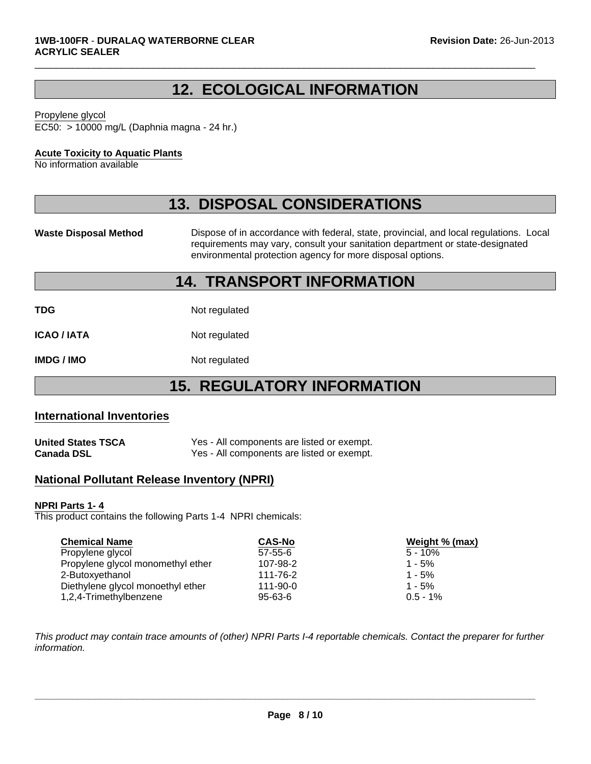## 12. ECOLOGICAL INFORMATION

Propylene glycol
EC50: > 10000 mg/L (Daphnia magna - 24 hr.)

**Acute Toxicity to Aquatic Plants**
No information available

## 13. DISPOSAL CONSIDERATIONS

**Waste Disposal Method** Dispose of in accordance with federal, state, provincial, and local regulations. Local requirements may vary, consult your sanitation department or state-designated environmental protection agency for more disposal options.

## 14. TRANSPORT INFORMATION

**TDG** Not regulated

**ICAO / IATA** Not regulated

**IMDG / IMO** Not regulated

## 15. REGULATORY INFORMATION

### International Inventories

**United States TSCA** Yes - All components are listed or exempt.
**Canada DSL** Yes - All components are listed or exempt.

### National Pollutant Release Inventory (NPRI)

**NPRI Parts 1- 4**
This product contains the following Parts 1-4 NPRI chemicals:

| Chemical Name | CAS-No | Weight % (max) |
|---|---|---|
| Propylene glycol | 57-55-6 | 5 - 10% |
| Propylene glycol monomethyl ether | 107-98-2 | 1 - 5% |
| 2-Butoxyethanol | 111-76-2 | 1 - 5% |
| Diethylene glycol monoethyl ether | 111-90-0 | 1 - 5% |
| 1,2,4-Trimethylbenzene | 95-63-6 | 0.5 - 1% |

*This product may contain trace amounts of (other) NPRI Parts I-4 reportable chemicals. Contact the preparer for further information.*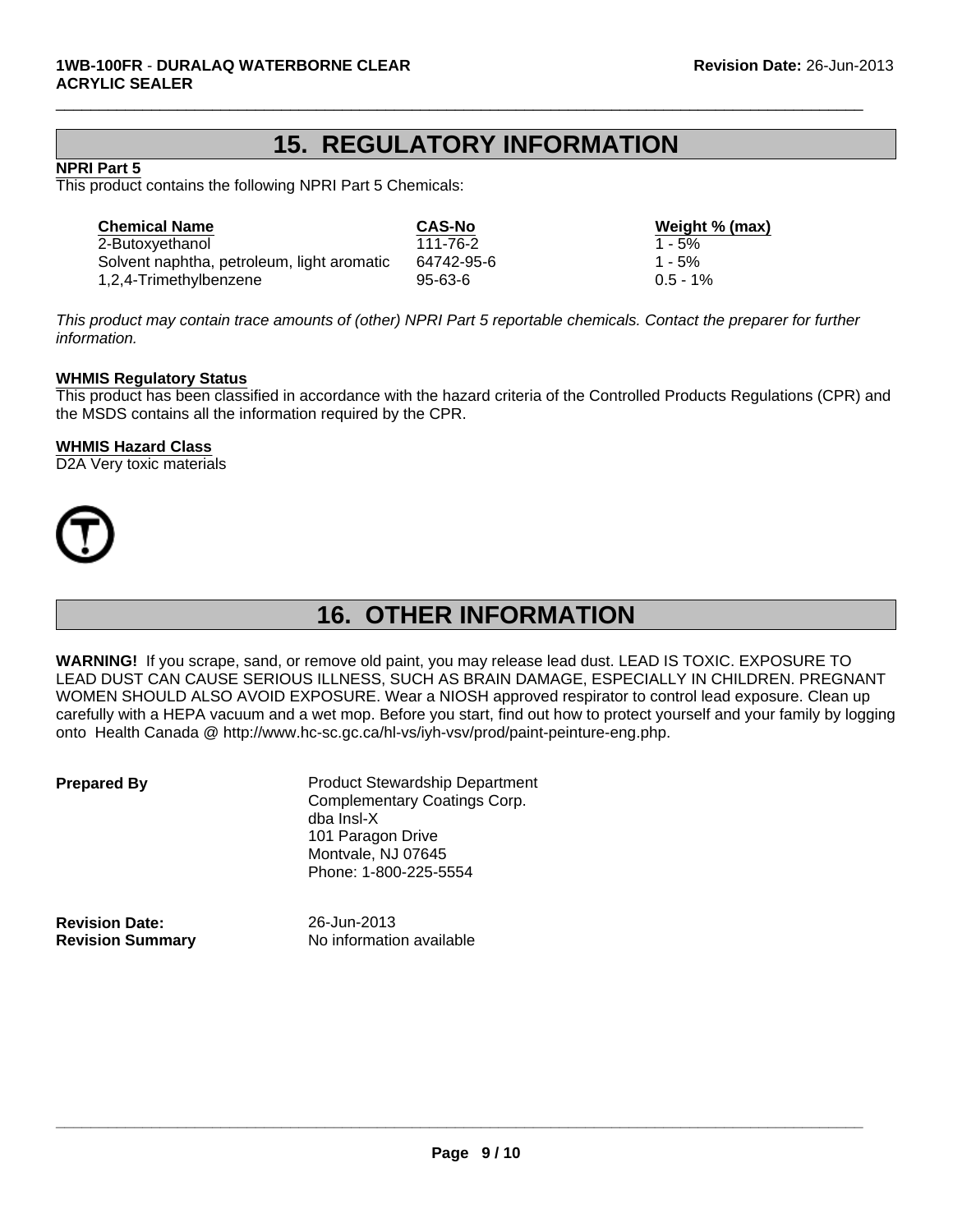## 15. REGULATORY INFORMATION

**NPRI Part 5**

This product contains the following NPRI Part 5 Chemicals:

| Chemical Name | CAS-No | Weight % (max) |
|---|---|---|
| 2-Butoxyethanol | 111-76-2 | 1 - 5% |
| Solvent naphtha, petroleum, light aromatic | 64742-95-6 | 1 - 5% |
| 1,2,4-Trimethylbenzene | 95-63-6 | 0.5 - 1% |

*This product may contain trace amounts of (other) NPRI Part 5 reportable chemicals. Contact the preparer for further information.*

**WHMIS Regulatory Status**

This product has been classified in accordance with the hazard criteria of the Controlled Products Regulations (CPR) and the MSDS contains all the information required by the CPR.

**WHMIS Hazard Class**

D2A Very toxic materials

## 16. OTHER INFORMATION

**WARNING!** If you scrape, sand, or remove old paint, you may release lead dust. LEAD IS TOXIC. EXPOSURE TO LEAD DUST CAN CAUSE SERIOUS ILLNESS, SUCH AS BRAIN DAMAGE, ESPECIALLY IN CHILDREN. PREGNANT WOMEN SHOULD ALSO AVOID EXPOSURE. Wear a NIOSH approved respirator to control lead exposure. Clean up carefully with a HEPA vacuum and a wet mop. Before you start, find out how to protect yourself and your family by logging onto Health Canada @ http://www.hc-sc.gc.ca/hl-vs/iyh-vsv/prod/paint-peinture-eng.php.

**Prepared By**

Product Stewardship Department
Complementary Coatings Corp.
dba Insl-X
101 Paragon Drive
Montvale, NJ 07645
Phone: 1-800-225-5554

**Revision Date:** 26-Jun-2013

**Revision Summary** No information available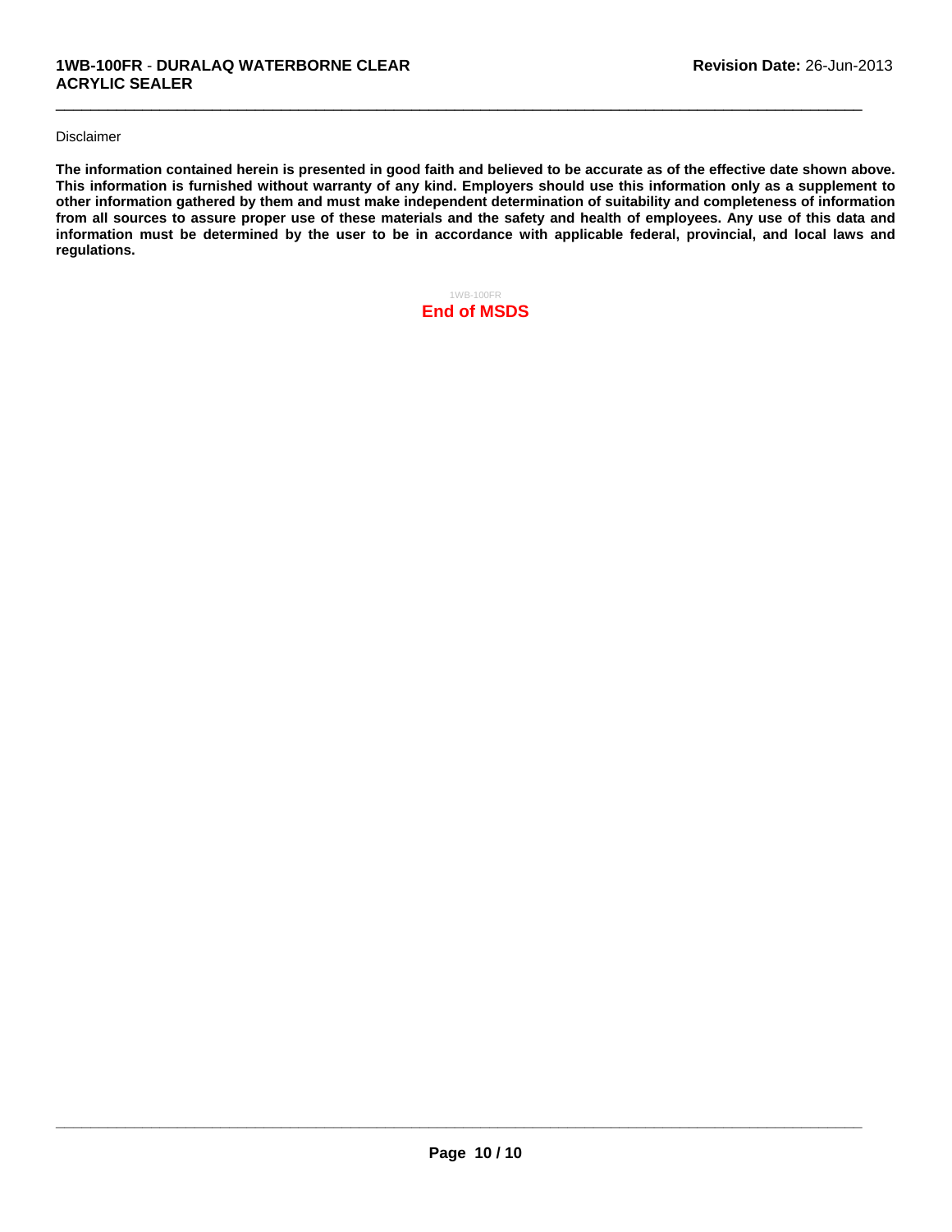Disclaimer

**The information contained herein is presented in good faith and believed to be accurate as of the effective date shown above. This information is furnished without warranty of any kind. Employers should use this information only as a supplement to other information gathered by them and must make independent determination of suitability and completeness of information from all sources to assure proper use of these materials and the safety and health of employees. Any use of this data and information must be determined by the user to be in accordance with applicable federal, provincial, and local laws and regulations.**

1WB-100FR

**End of MSDS**